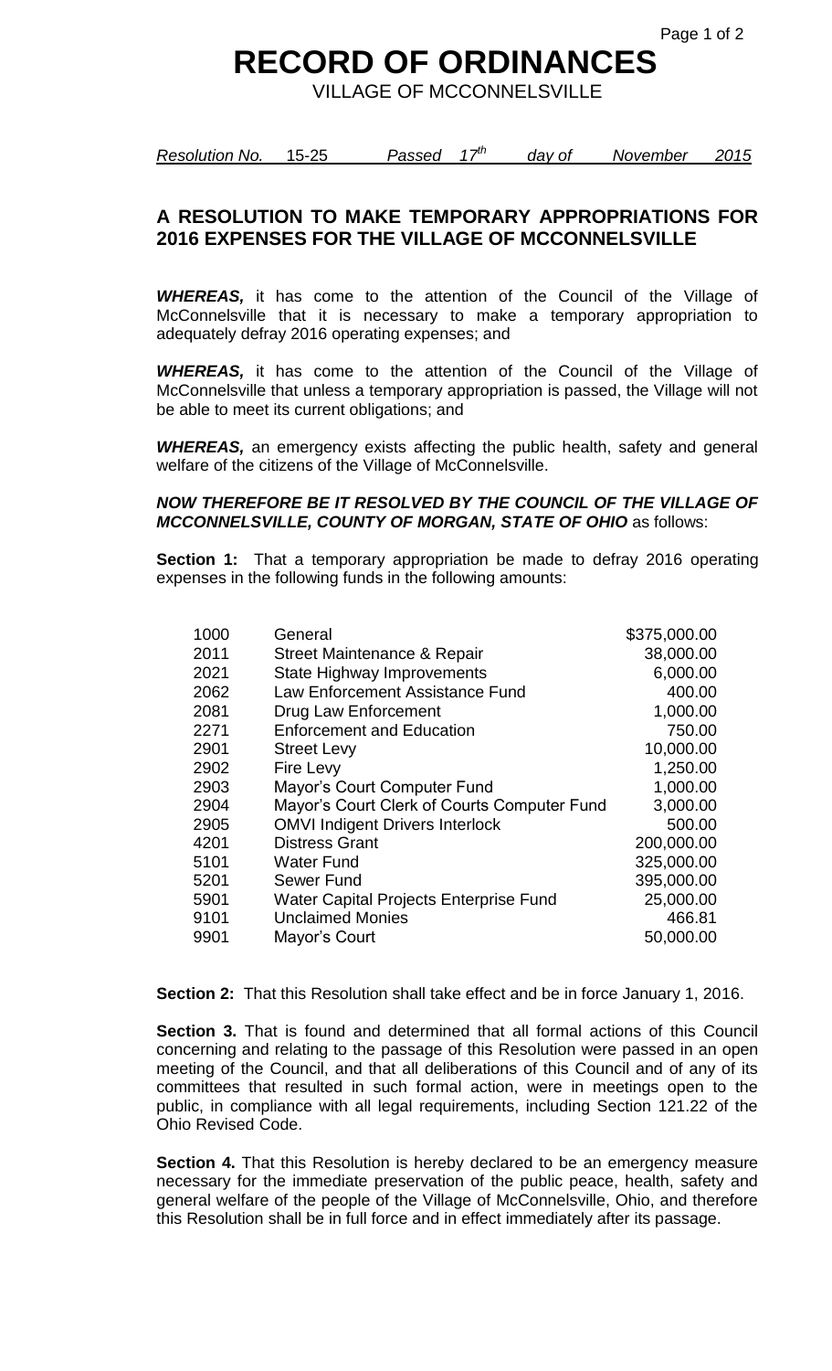# RECORD OF ORDINANCES

VILLAGE OF MCCONNELSVILLE

*Resolution No.* 15-25 *Passed* *17th* *day of* *November* *2015*

## A RESOLUTION TO MAKE TEMPORARY APPROPRIATIONS FOR 2016 EXPENSES FOR THE VILLAGE OF MCCONNELSVILLE

***WHEREAS,*** it has come to the attention of the Council of the Village of McConnelsville that it is necessary to make a temporary appropriation to adequately defray 2016 operating expenses; and

***WHEREAS,*** it has come to the attention of the Council of the Village of McConnelsville that unless a temporary appropriation is passed, the Village will not be able to meet its current obligations; and

***WHEREAS,*** an emergency exists affecting the public health, safety and general welfare of the citizens of the Village of McConnelsville.

***NOW THEREFORE BE IT RESOLVED BY THE COUNCIL OF THE VILLAGE OF MCCONNELSVILLE, COUNTY OF MORGAN, STATE OF OHIO*** as follows:

**Section 1:** That a temporary appropriation be made to defray 2016 operating expenses in the following funds in the following amounts:

| | | |
|---|---|---|
| 1000 | General | $375,000.00 |
| 2011 | Street Maintenance & Repair | 38,000.00 |
| 2021 | State Highway Improvements | 6,000.00 |
| 2062 | Law Enforcement Assistance Fund | 400.00 |
| 2081 | Drug Law Enforcement | 1,000.00 |
| 2271 | Enforcement and Education | 750.00 |
| 2901 | Street Levy | 10,000.00 |
| 2902 | Fire Levy | 1,250.00 |
| 2903 | Mayor's Court Computer Fund | 1,000.00 |
| 2904 | Mayor's Court Clerk of Courts Computer Fund | 3,000.00 |
| 2905 | OMVI Indigent Drivers Interlock | 500.00 |
| 4201 | Distress Grant | 200,000.00 |
| 5101 | Water Fund | 325,000.00 |
| 5201 | Sewer Fund | 395,000.00 |
| 5901 | Water Capital Projects Enterprise Fund | 25,000.00 |
| 9101 | Unclaimed Monies | 466.81 |
| 9901 | Mayor's Court | 50,000.00 |

**Section 2:** That this Resolution shall take effect and be in force January 1, 2016.

**Section 3.** That is found and determined that all formal actions of this Council concerning and relating to the passage of this Resolution were passed in an open meeting of the Council, and that all deliberations of this Council and of any of its committees that resulted in such formal action, were in meetings open to the public, in compliance with all legal requirements, including Section 121.22 of the Ohio Revised Code.

**Section 4.** That this Resolution is hereby declared to be an emergency measure necessary for the immediate preservation of the public peace, health, safety and general welfare of the people of the Village of McConnelsville, Ohio, and therefore this Resolution shall be in full force and in effect immediately after its passage.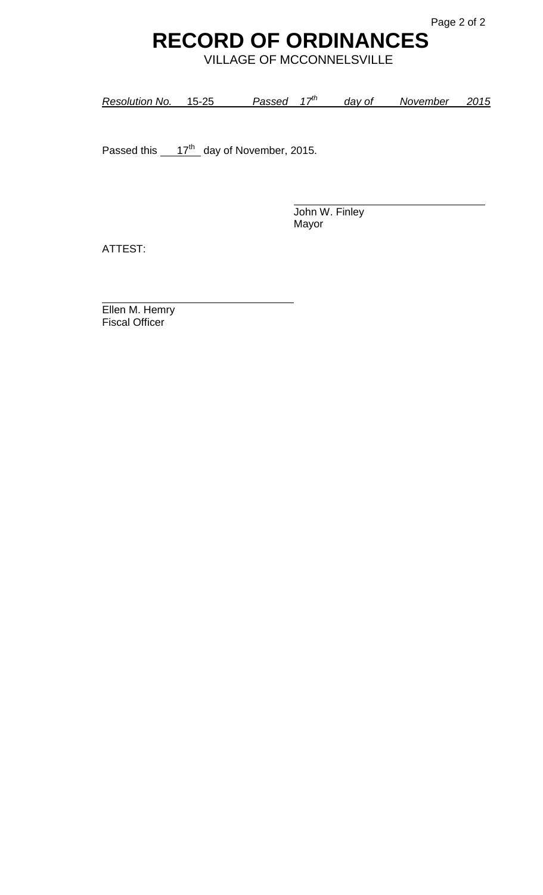# RECORD OF ORDINANCES

VILLAGE OF MCCONNELSVILLE

*Resolution No.* 15-25 *Passed* *17th* *day of* *November* *2015*

Passed this 17th day of November, 2015.

John W. Finley
Mayor

ATTEST:

Ellen M. Hemry
Fiscal Officer